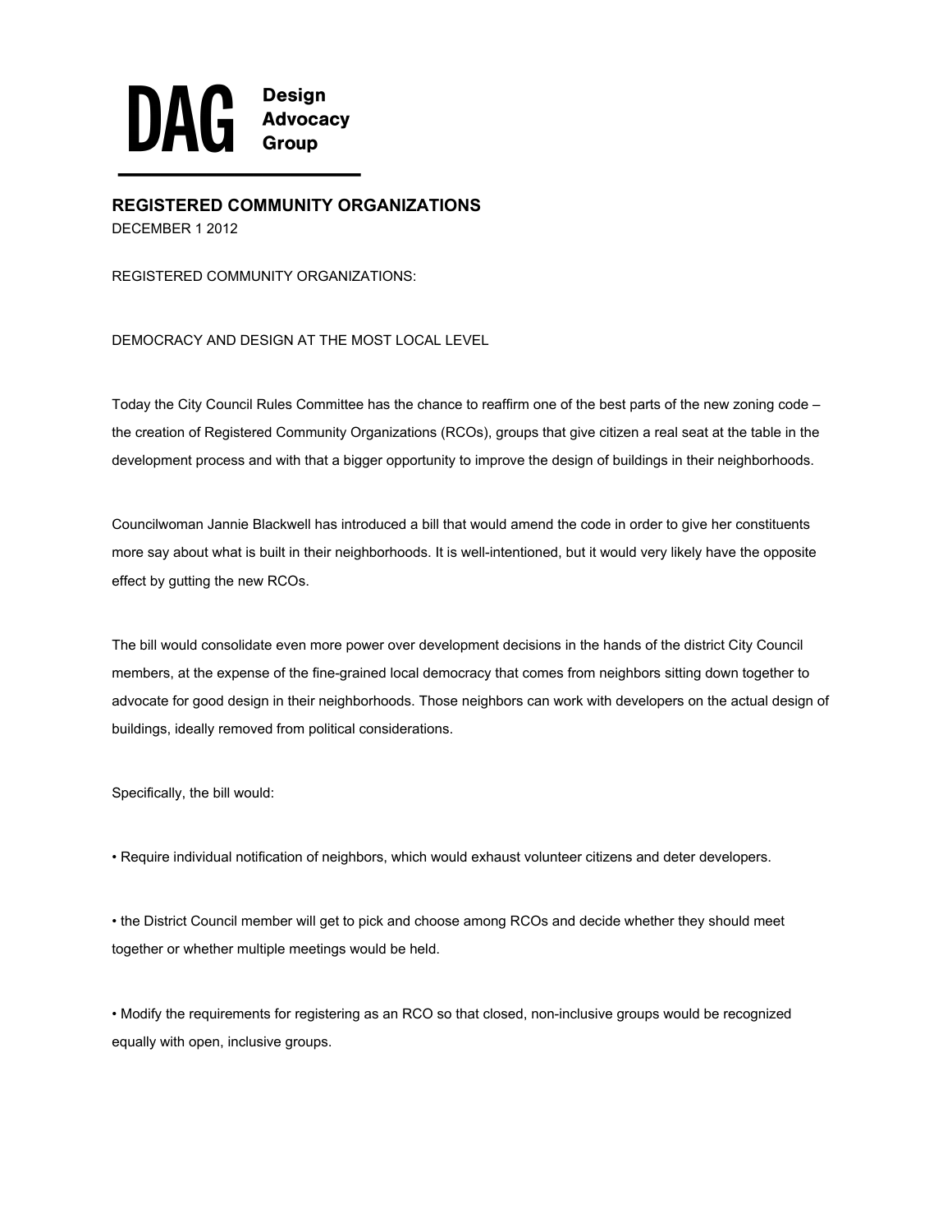DAG Design Advocacy Group

## REGISTERED COMMUNITY ORGANIZATIONS

DECEMBER 1 2012

REGISTERED COMMUNITY ORGANIZATIONS:

DEMOCRACY AND DESIGN AT THE MOST LOCAL LEVEL

Today the City Council Rules Committee has the chance to reaffirm one of the best parts of the new zoning code – the creation of Registered Community Organizations (RCOs), groups that give citizen a real seat at the table in the development process and with that a bigger opportunity to improve the design of buildings in their neighborhoods.

Councilwoman Jannie Blackwell has introduced a bill that would amend the code in order to give her constituents more say about what is built in their neighborhoods. It is well-intentioned, but it would very likely have the opposite effect by gutting the new RCOs.

The bill would consolidate even more power over development decisions in the hands of the district City Council members, at the expense of the fine-grained local democracy that comes from neighbors sitting down together to advocate for good design in their neighborhoods. Those neighbors can work with developers on the actual design of buildings, ideally removed from political considerations.

Specifically, the bill would:

- Require individual notification of neighbors, which would exhaust volunteer citizens and deter developers.
- the District Council member will get to pick and choose among RCOs and decide whether they should meet together or whether multiple meetings would be held.
- Modify the requirements for registering as an RCO so that closed, non-inclusive groups would be recognized equally with open, inclusive groups.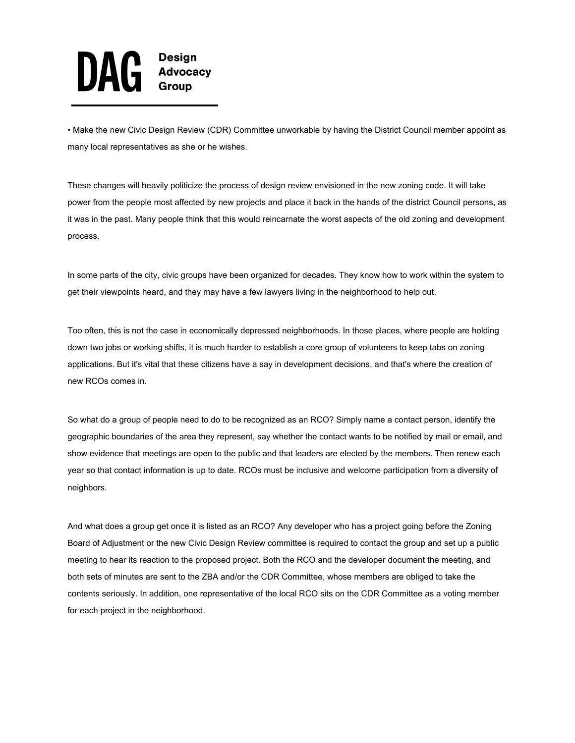- Make the new Civic Design Review (CDR) Committee unworkable by having the District Council member appoint as many local representatives as she or he wishes.

These changes will heavily politicize the process of design review envisioned in the new zoning code. It will take power from the people most affected by new projects and place it back in the hands of the district Council persons, as it was in the past. Many people think that this would reincarnate the worst aspects of the old zoning and development process.

In some parts of the city, civic groups have been organized for decades. They know how to work within the system to get their viewpoints heard, and they may have a few lawyers living in the neighborhood to help out.

Too often, this is not the case in economically depressed neighborhoods. In those places, where people are holding down two jobs or working shifts, it is much harder to establish a core group of volunteers to keep tabs on zoning applications. But it's vital that these citizens have a say in development decisions, and that's where the creation of new RCOs comes in.

So what do a group of people need to do to be recognized as an RCO? Simply name a contact person, identify the geographic boundaries of the area they represent, say whether the contact wants to be notified by mail or email, and show evidence that meetings are open to the public and that leaders are elected by the members. Then renew each year so that contact information is up to date. RCOs must be inclusive and welcome participation from a diversity of neighbors.

And what does a group get once it is listed as an RCO? Any developer who has a project going before the Zoning Board of Adjustment or the new Civic Design Review committee is required to contact the group and set up a public meeting to hear its reaction to the proposed project. Both the RCO and the developer document the meeting, and both sets of minutes are sent to the ZBA and/or the CDR Committee, whose members are obliged to take the contents seriously. In addition, one representative of the local RCO sits on the CDR Committee as a voting member for each project in the neighborhood.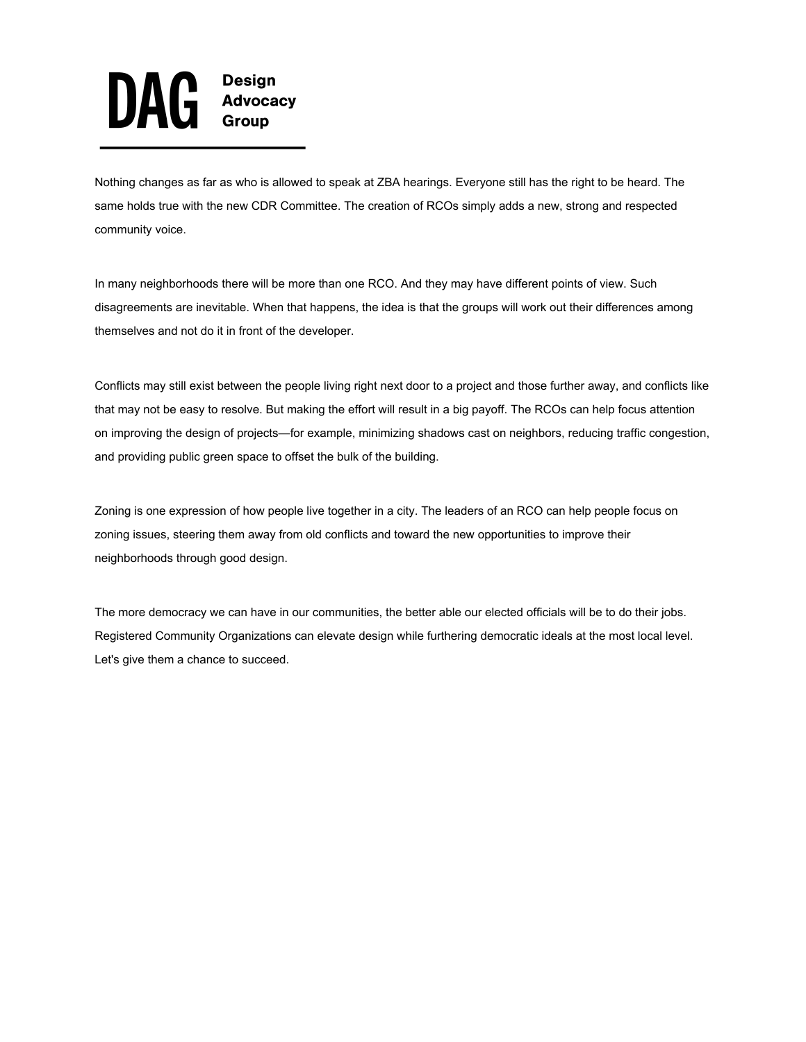Nothing changes as far as who is allowed to speak at ZBA hearings. Everyone still has the right to be heard. The same holds true with the new CDR Committee. The creation of RCOs simply adds a new, strong and respected community voice.

In many neighborhoods there will be more than one RCO. And they may have different points of view. Such disagreements are inevitable. When that happens, the idea is that the groups will work out their differences among themselves and not do it in front of the developer.

Conflicts may still exist between the people living right next door to a project and those further away, and conflicts like that may not be easy to resolve. But making the effort will result in a big payoff. The RCOs can help focus attention on improving the design of projects—for example, minimizing shadows cast on neighbors, reducing traffic congestion, and providing public green space to offset the bulk of the building.

Zoning is one expression of how people live together in a city. The leaders of an RCO can help people focus on zoning issues, steering them away from old conflicts and toward the new opportunities to improve their neighborhoods through good design.

The more democracy we can have in our communities, the better able our elected officials will be to do their jobs. Registered Community Organizations can elevate design while furthering democratic ideals at the most local level. Let's give them a chance to succeed.